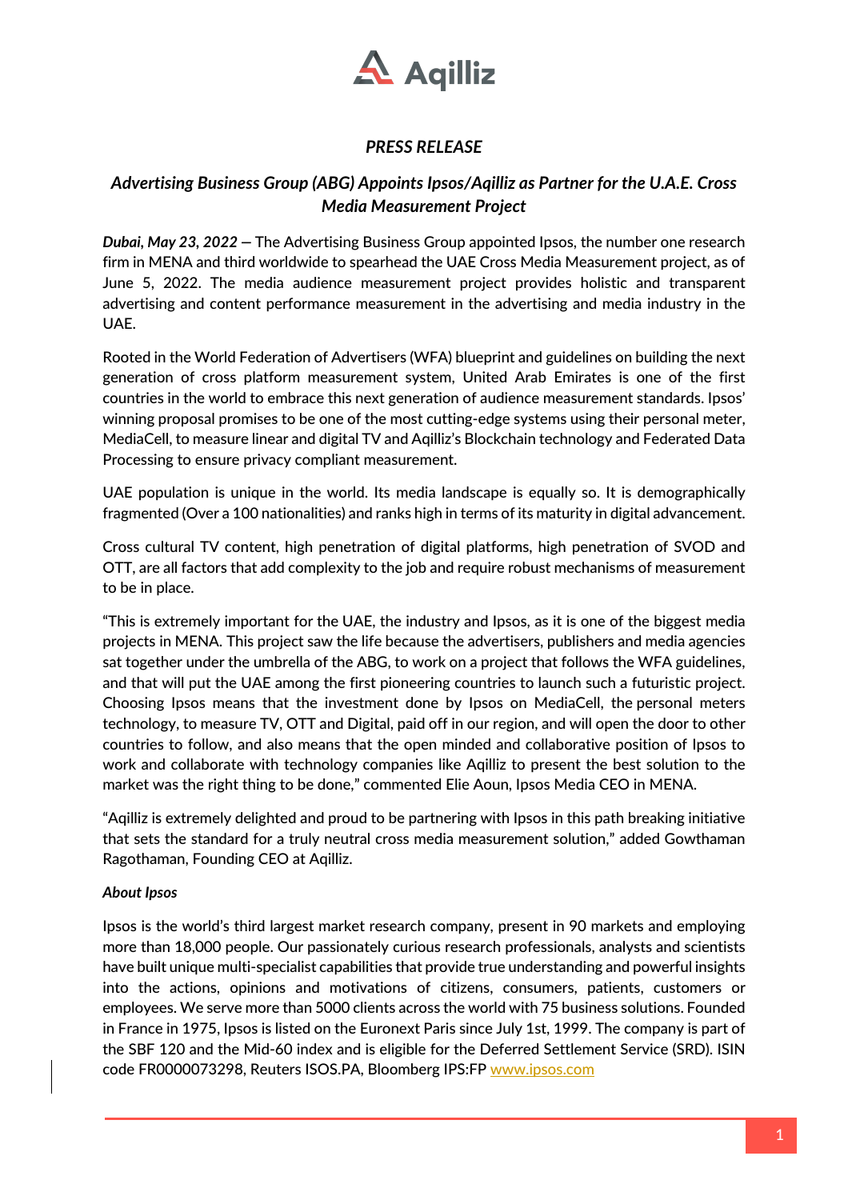*PRESS RELEASE*

## *Advertising Business Group (ABG) Appoints Ipsos/Aqilliz as Partner for the U.A.E. Cross Media Measurement Project*

***Dubai, May 23, 2022*** — The Advertising Business Group appointed Ipsos, the number one research firm in MENA and third worldwide to spearhead the UAE Cross Media Measurement project, as of June 5, 2022. The media audience measurement project provides holistic and transparent advertising and content performance measurement in the advertising and media industry in the UAE.

Rooted in the World Federation of Advertisers (WFA) blueprint and guidelines on building the next generation of cross platform measurement system, United Arab Emirates is one of the first countries in the world to embrace this next generation of audience measurement standards. Ipsos' winning proposal promises to be one of the most cutting-edge systems using their personal meter, MediaCell, to measure linear and digital TV and Aqilliz's Blockchain technology and Federated Data Processing to ensure privacy compliant measurement.

UAE population is unique in the world. Its media landscape is equally so. It is demographically fragmented (Over a 100 nationalities) and ranks high in terms of its maturity in digital advancement.

Cross cultural TV content, high penetration of digital platforms, high penetration of SVOD and OTT, are all factors that add complexity to the job and require robust mechanisms of measurement to be in place.

"This is extremely important for the UAE, the industry and Ipsos, as it is one of the biggest media projects in MENA. This project saw the life because the advertisers, publishers and media agencies sat together under the umbrella of the ABG, to work on a project that follows the WFA guidelines, and that will put the UAE among the first pioneering countries to launch such a futuristic project. Choosing Ipsos means that the investment done by Ipsos on MediaCell, the personal meters technology, to measure TV, OTT and Digital, paid off in our region, and will open the door to other countries to follow, and also means that the open minded and collaborative position of Ipsos to work and collaborate with technology companies like Aqilliz to present the best solution to the market was the right thing to be done," commented Elie Aoun, Ipsos Media CEO in MENA.

"Aqilliz is extremely delighted and proud to be partnering with Ipsos in this path breaking initiative that sets the standard for a truly neutral cross media measurement solution," added Gowthaman Ragothaman, Founding CEO at Aqilliz.

***About Ipsos***

Ipsos is the world's third largest market research company, present in 90 markets and employing more than 18,000 people. Our passionately curious research professionals, analysts and scientists have built unique multi-specialist capabilities that provide true understanding and powerful insights into the actions, opinions and motivations of citizens, consumers, patients, customers or employees. We serve more than 5000 clients across the world with 75 business solutions. Founded in France in 1975, Ipsos is listed on the Euronext Paris since July 1st, 1999. The company is part of the SBF 120 and the Mid-60 index and is eligible for the Deferred Settlement Service (SRD). ISIN code FR0000073298, Reuters ISOS.PA, Bloomberg IPS:FP [www.ipsos.com](http://www.ipsos.com)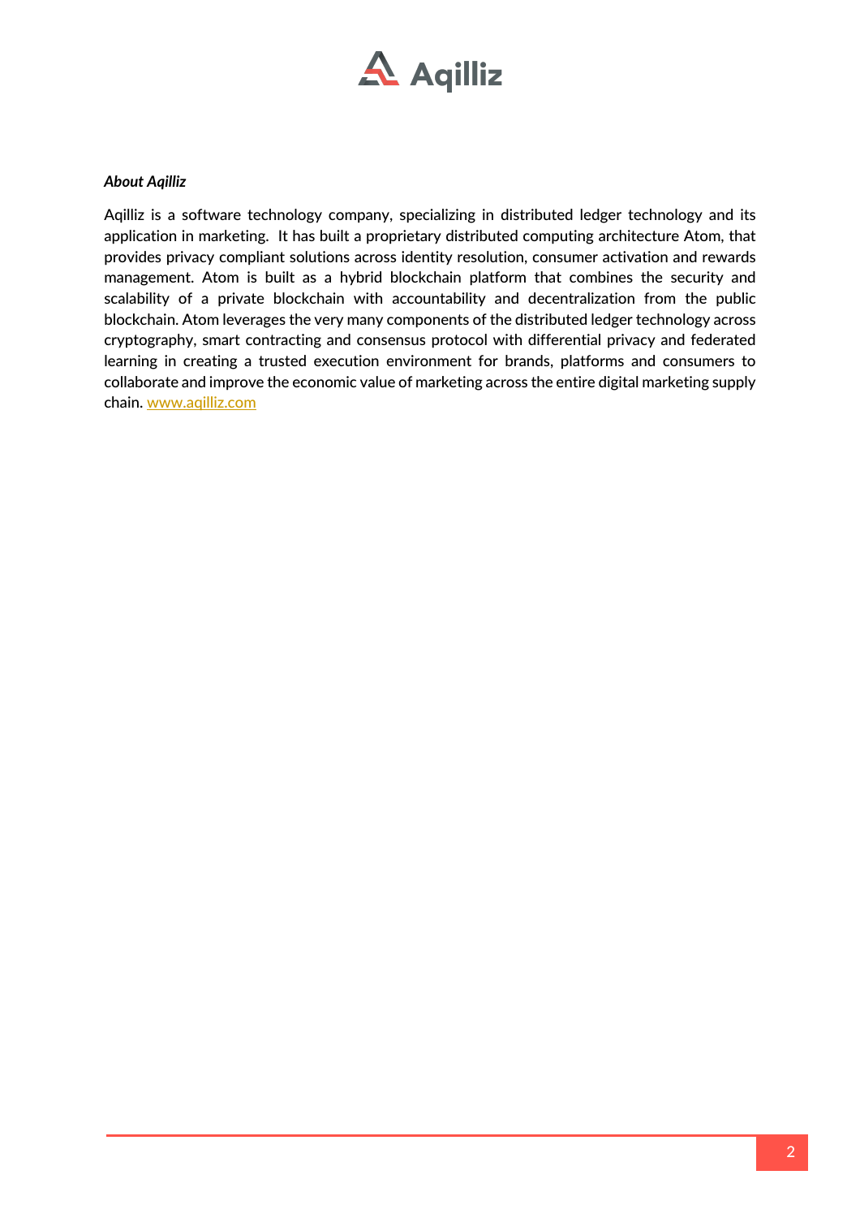*About Aqilliz*

Aqilliz is a software technology company, specializing in distributed ledger technology and its application in marketing. It has built a proprietary distributed computing architecture Atom, that provides privacy compliant solutions across identity resolution, consumer activation and rewards management. Atom is built as a hybrid blockchain platform that combines the security and scalability of a private blockchain with accountability and decentralization from the public blockchain. Atom leverages the very many components of the distributed ledger technology across cryptography, smart contracting and consensus protocol with differential privacy and federated learning in creating a trusted execution environment for brands, platforms and consumers to collaborate and improve the economic value of marketing across the entire digital marketing supply chain. [www.aqilliz.com](http://www.aqilliz.com)